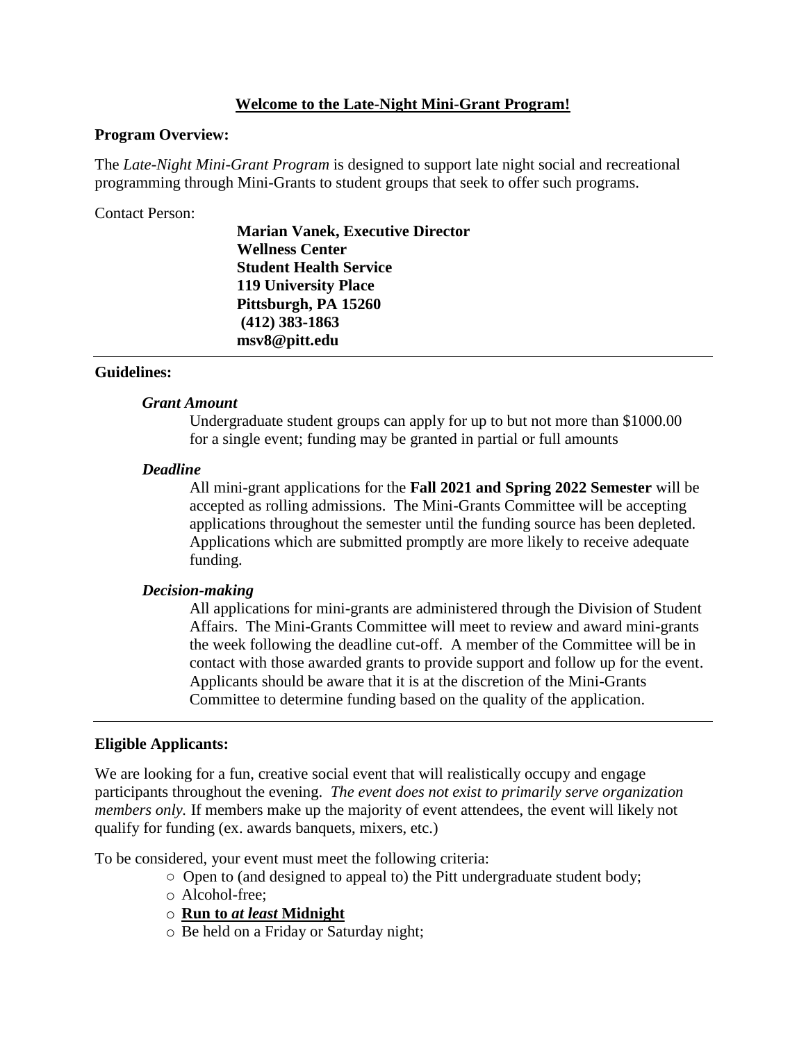# Welcome to the Late-Night Mini-Grant Program!

**Program Overview:**

The *Late-Night Mini-Grant Program* is designed to support late night social and recreational programming through Mini-Grants to student groups that seek to offer such programs.

Contact Person:

**Marian Vanek, Executive Director**
**Wellness Center**
**Student Health Service**
**119 University Place**
**Pittsburgh, PA 15260**
**(412) 383-1863**
**msv8@pitt.edu**

---

**Guidelines:**

***Grant Amount***

Undergraduate student groups can apply for up to but not more than $1000.00 for a single event; funding may be granted in partial or full amounts

***Deadline***

All mini-grant applications for the **Fall 2021 and Spring 2022 Semester** will be accepted as rolling admissions. The Mini-Grants Committee will be accepting applications throughout the semester until the funding source has been depleted. Applications which are submitted promptly are more likely to receive adequate funding.

***Decision-making***

All applications for mini-grants are administered through the Division of Student Affairs. The Mini-Grants Committee will meet to review and award mini-grants the week following the deadline cut-off. A member of the Committee will be in contact with those awarded grants to provide support and follow up for the event. Applicants should be aware that it is at the discretion of the Mini-Grants Committee to determine funding based on the quality of the application.

---

**Eligible Applicants:**

We are looking for a fun, creative social event that will realistically occupy and engage participants throughout the evening. *The event does not exist to primarily serve organization members only.* If members make up the majority of event attendees, the event will likely not qualify for funding (ex. awards banquets, mixers, etc.)

To be considered, your event must meet the following criteria:

- Open to (and designed to appeal to) the Pitt undergraduate student body;
- Alcohol-free;
- **Run to *at least* Midnight**
- Be held on a Friday or Saturday night;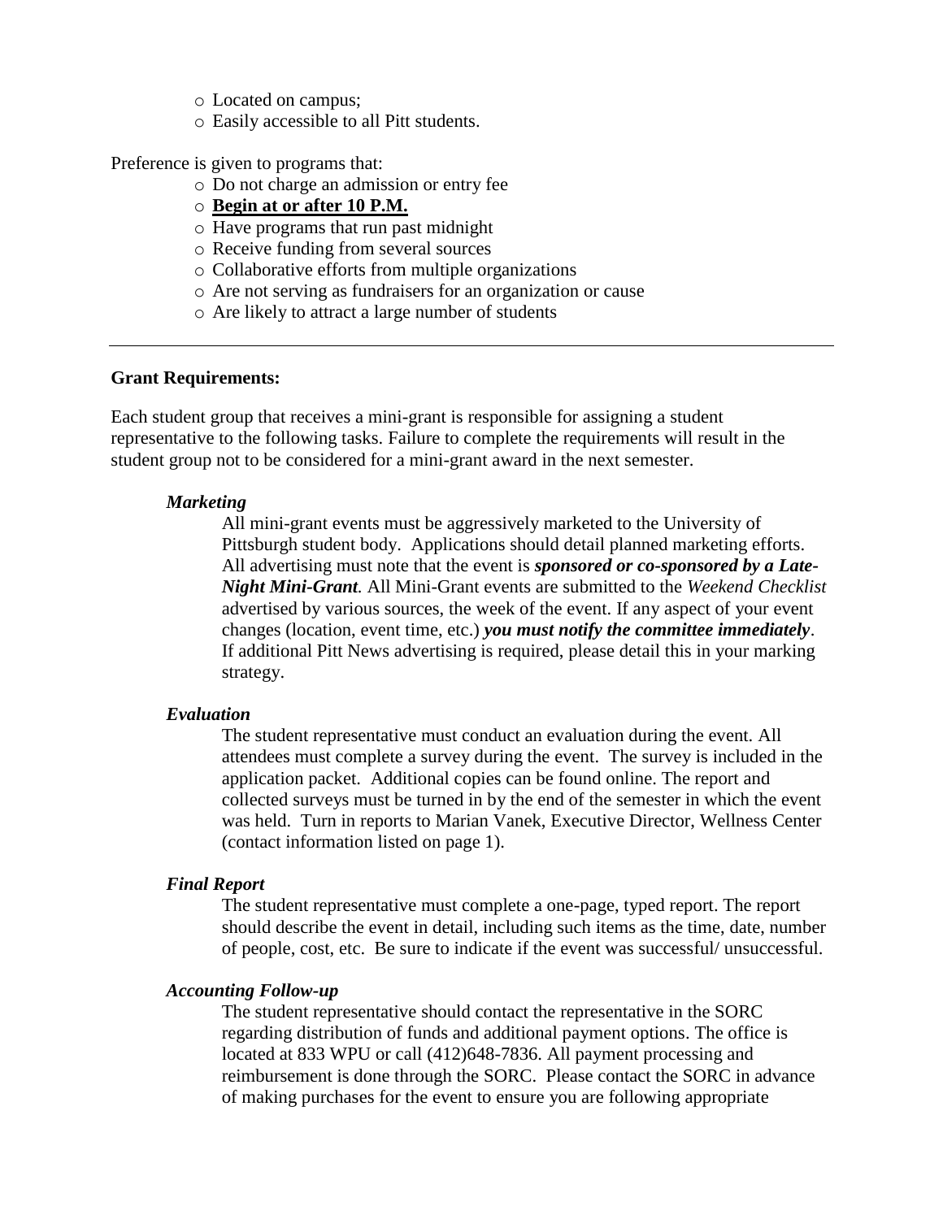- Located on campus;
- Easily accessible to all Pitt students.

Preference is given to programs that:

- Do not charge an admission or entry fee
- <u>**Begin at or after 10 P.M.**</u>
- Have programs that run past midnight
- Receive funding from several sources
- Collaborative efforts from multiple organizations
- Are not serving as fundraisers for an organization or cause
- Are likely to attract a large number of students

---

**Grant Requirements:**

Each student group that receives a mini-grant is responsible for assigning a student representative to the following tasks. Failure to complete the requirements will result in the student group not to be considered for a mini-grant award in the next semester.

***Marketing***

All mini-grant events must be aggressively marketed to the University of Pittsburgh student body. Applications should detail planned marketing efforts. All advertising must note that the event is ***sponsored or co-sponsored by a Late-Night Mini-Grant.*** All Mini-Grant events are submitted to the *Weekend Checklist* advertised by various sources, the week of the event. If any aspect of your event changes (location, event time, etc.) ***you must notify the committee immediately***. If additional Pitt News advertising is required, please detail this in your marking strategy.

***Evaluation***

The student representative must conduct an evaluation during the event. All attendees must complete a survey during the event. The survey is included in the application packet. Additional copies can be found online. The report and collected surveys must be turned in by the end of the semester in which the event was held. Turn in reports to Marian Vanek, Executive Director, Wellness Center (contact information listed on page 1).

***Final Report***

The student representative must complete a one-page, typed report. The report should describe the event in detail, including such items as the time, date, number of people, cost, etc. Be sure to indicate if the event was successful/ unsuccessful.

***Accounting Follow-up***

The student representative should contact the representative in the SORC regarding distribution of funds and additional payment options. The office is located at 833 WPU or call (412)648-7836. All payment processing and reimbursement is done through the SORC. Please contact the SORC in advance of making purchases for the event to ensure you are following appropriate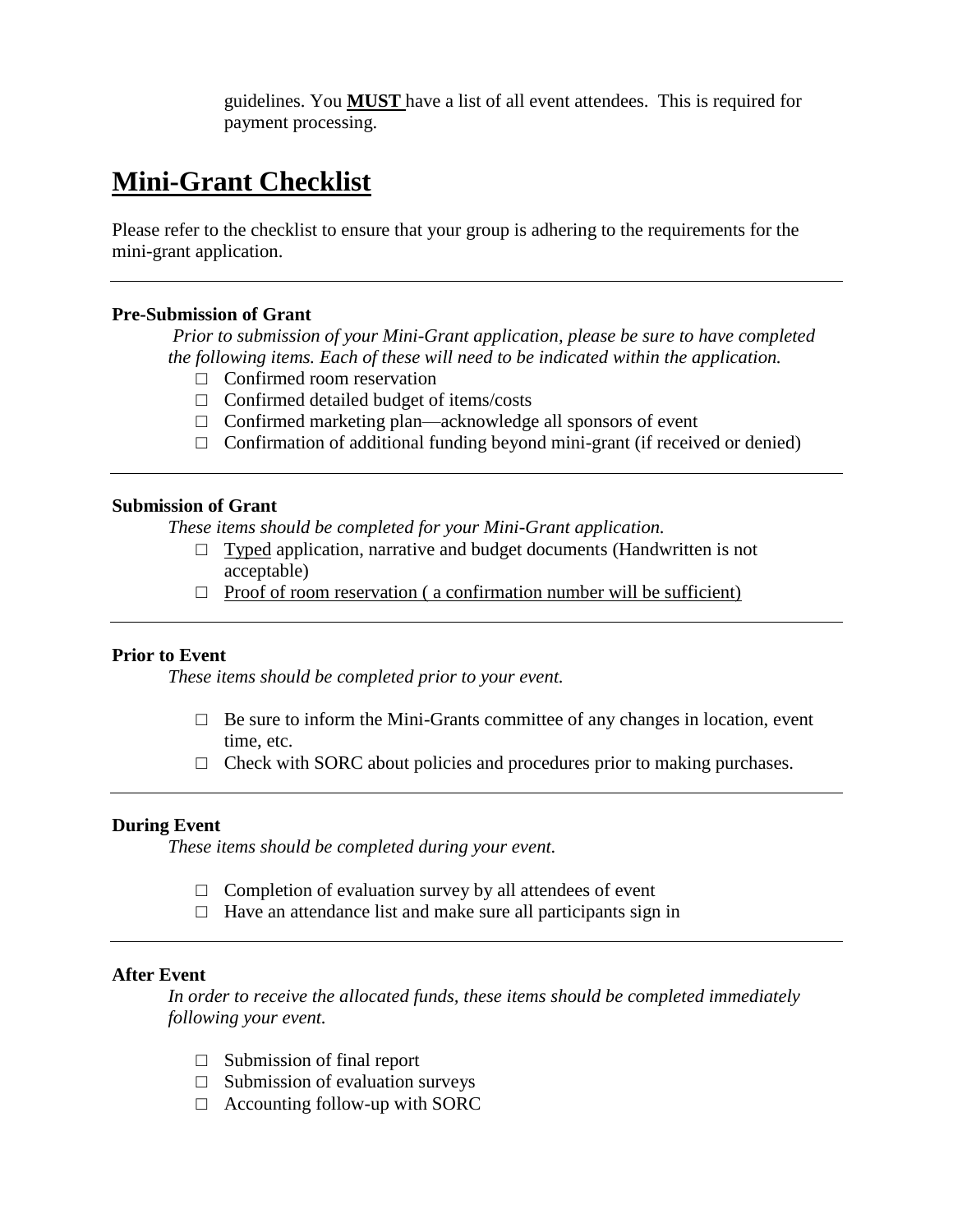guidelines. You **MUST** have a list of all event attendees. This is required for payment processing.

# Mini-Grant Checklist

Please refer to the checklist to ensure that your group is adhering to the requirements for the mini-grant application.

---

**Pre-Submission of Grant**

*Prior to submission of your Mini-Grant application, please be sure to have completed the following items. Each of these will need to be indicated within the application.*

- □ Confirmed room reservation
- □ Confirmed detailed budget of items/costs
- □ Confirmed marketing plan—acknowledge all sponsors of event
- □ Confirmation of additional funding beyond mini-grant (if received or denied)

---

**Submission of Grant**

*These items should be completed for your Mini-Grant application.*

- □ Typed application, narrative and budget documents (Handwritten is not acceptable)
- □ Proof of room reservation ( a confirmation number will be sufficient)

---

**Prior to Event**

*These items should be completed prior to your event.*

- □ Be sure to inform the Mini-Grants committee of any changes in location, event time, etc.
- □ Check with SORC about policies and procedures prior to making purchases.

---

**During Event**

*These items should be completed during your event.*

- □ Completion of evaluation survey by all attendees of event
- □ Have an attendance list and make sure all participants sign in

---

**After Event**

*In order to receive the allocated funds, these items should be completed immediately following your event.*

- □ Submission of final report
- □ Submission of evaluation surveys
- □ Accounting follow-up with SORC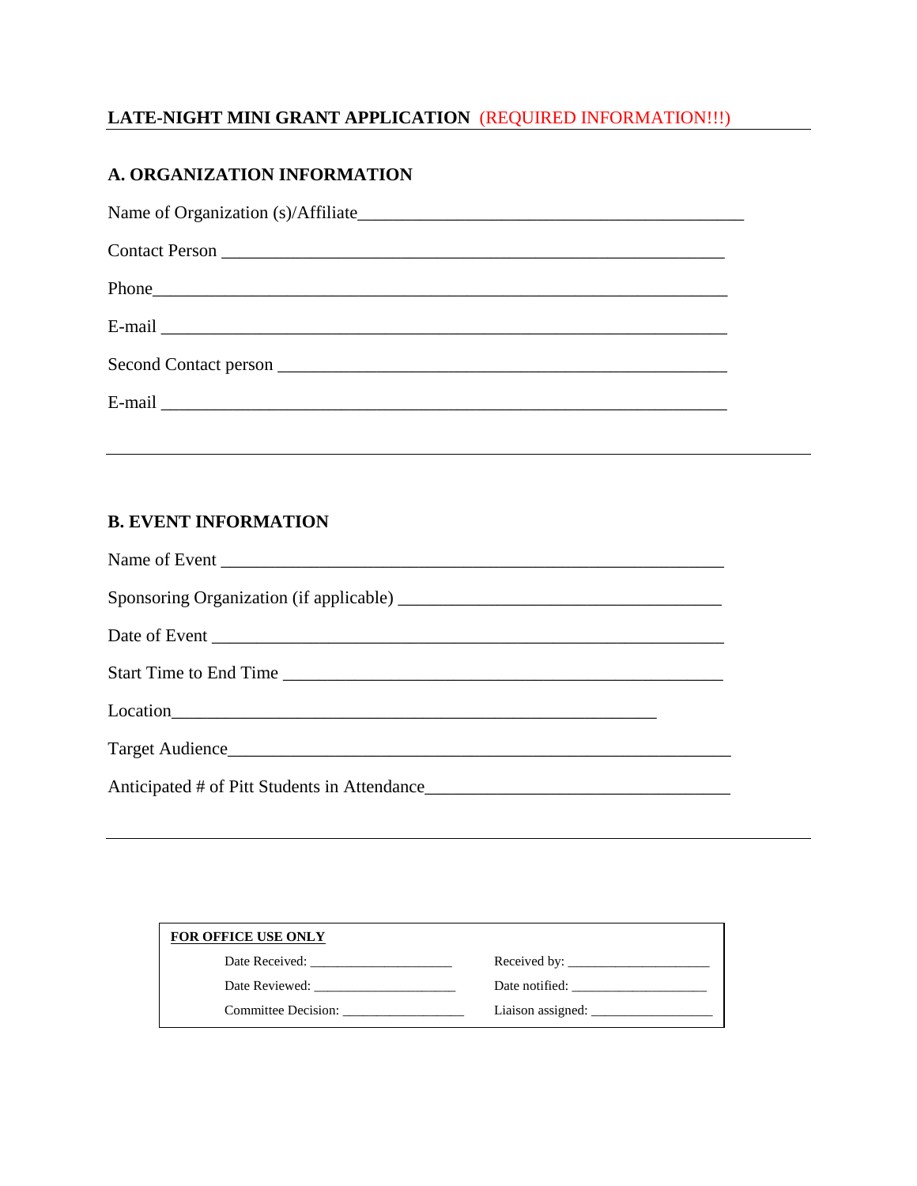## LATE-NIGHT MINI GRANT APPLICATION (REQUIRED INFORMATION!!!)

### A. ORGANIZATION INFORMATION

Name of Organization (s)/Affiliate_____________________________________________

Contact Person ___________________________________________________________

Phone___________________________________________________________________

E-mail __________________________________________________________________

Second Contact person ____________________________________________________

E-mail __________________________________________________________________

---

### B. EVENT INFORMATION

Name of Event ___________________________________________________________

Sponsoring Organization (if applicable) _____________________________________

Date of Event ____________________________________________________________

Start Time to End Time ___________________________________________________

Location________________________________________________________

Target Audience__________________________________________________________

Anticipated # of Pitt Students in Attendance___________________________________

---

**FOR OFFICE USE ONLY**

| | |
|---|---|
| Date Received: ____________________ | Received by: ____________________ |
| Date Reviewed: ____________________ | Date notified: ___________________ |
| Committee Decision: _________________ | Liaison assigned: _________________ |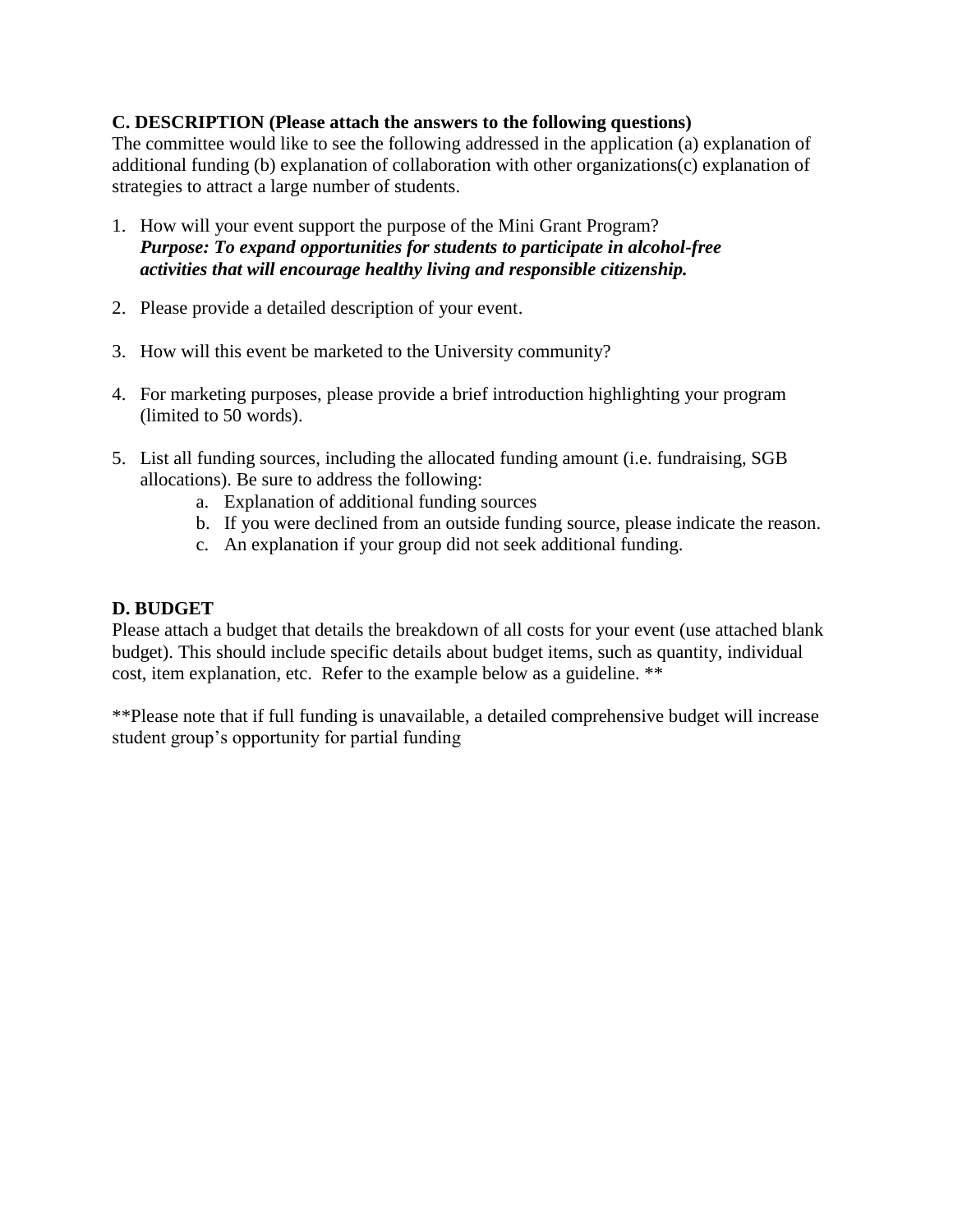**C. DESCRIPTION (Please attach the answers to the following questions)**

The committee would like to see the following addressed in the application (a) explanation of additional funding (b) explanation of collaboration with other organizations(c) explanation of strategies to attract a large number of students.

1. How will your event support the purpose of the Mini Grant Program?
   ***Purpose: To expand opportunities for students to participate in alcohol-free activities that will encourage healthy living and responsible citizenship.***

2. Please provide a detailed description of your event.

3. How will this event be marketed to the University community?

4. For marketing purposes, please provide a brief introduction highlighting your program (limited to 50 words).

5. List all funding sources, including the allocated funding amount (i.e. fundraising, SGB allocations). Be sure to address the following:
   a. Explanation of additional funding sources
   b. If you were declined from an outside funding source, please indicate the reason.
   c. An explanation if your group did not seek additional funding.

**D. BUDGET**

Please attach a budget that details the breakdown of all costs for your event (use attached blank budget). This should include specific details about budget items, such as quantity, individual cost, item explanation, etc. Refer to the example below as a guideline. **

**Please note that if full funding is unavailable, a detailed comprehensive budget will increase student group's opportunity for partial funding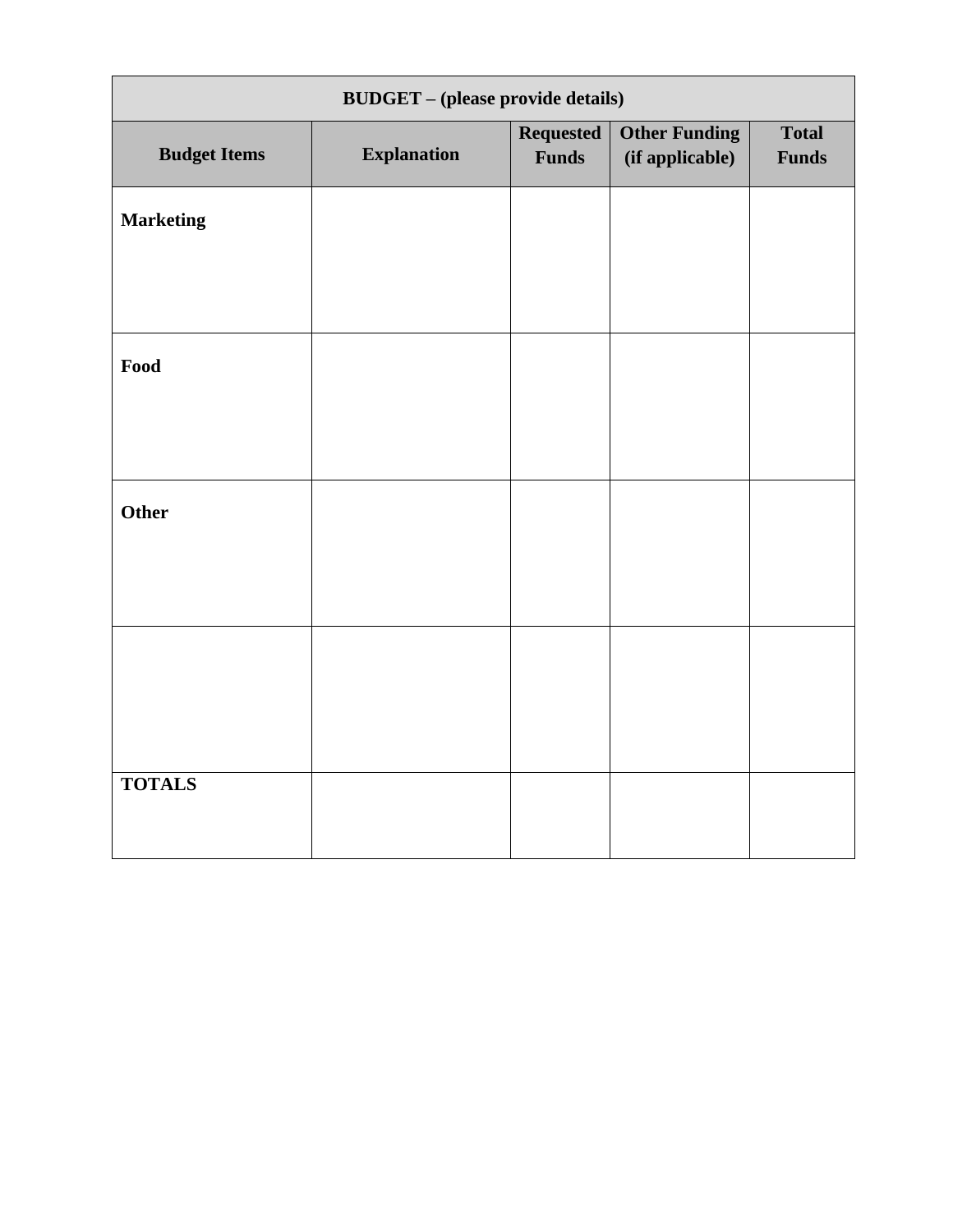| BUDGET – (please provide details) | | | | |
|---|---|---|---|---|
| **Budget Items** | **Explanation** | **Requested Funds** | **Other Funding (if applicable)** | **Total Funds** |
| **Marketing** | | | | |
| **Food** | | | | |
| **Other** | | | | |
| | | | | |
| **TOTALS** | | | | |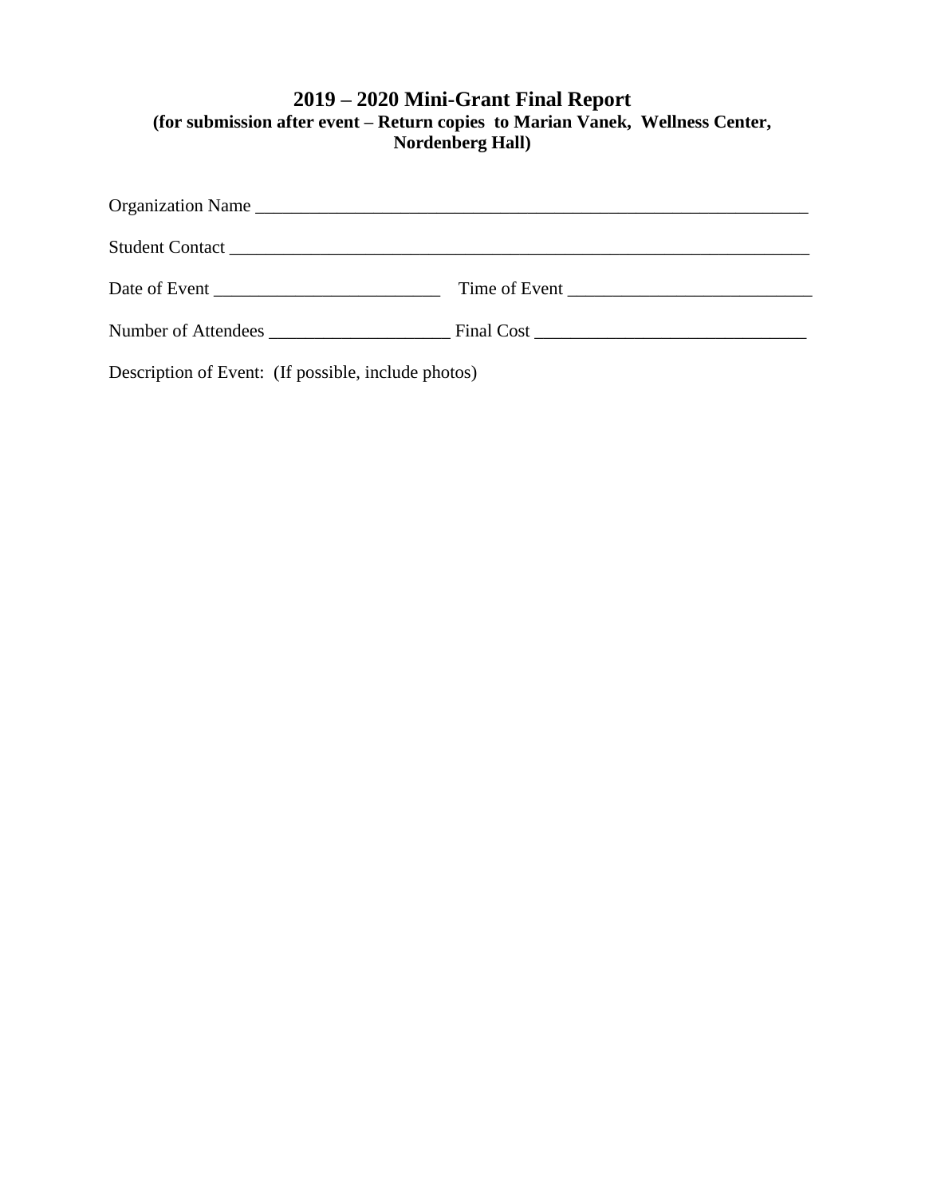# 2019 – 2020 Mini-Grant Final Report

**(for submission after event – Return copies to Marian Vanek, Wellness Center, Nordenberg Hall)**

Organization Name ______________________________________________________________

Student Contact ________________________________________________________________

Date of Event _________________________ Time of Event ___________________________

Number of Attendees ____________________ Final Cost ______________________________

Description of Event: (If possible, include photos)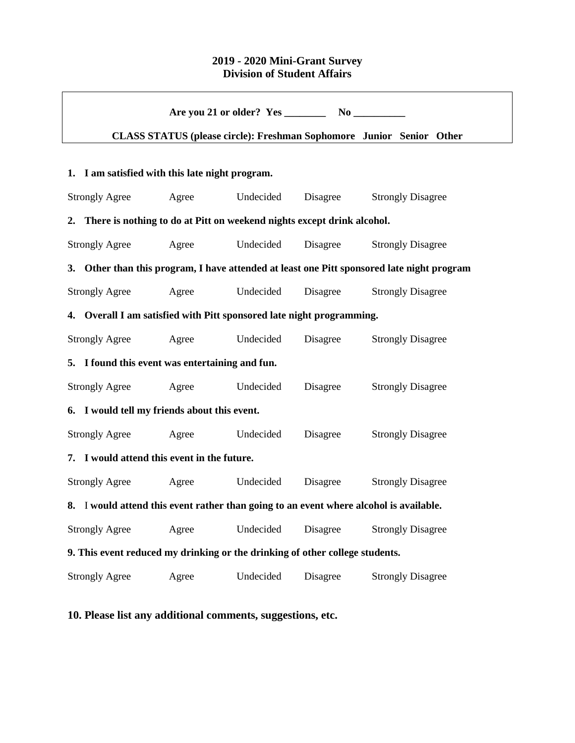**2019 - 2020 Mini-Grant Survey**
**Division of Student Affairs**

**Are you 21 or older? Yes ________ No __________**

**CLASS STATUS (please circle): Freshman Sophomore Junior Senior Other**

**1. I am satisfied with this late night program.**

Strongly Agree Agree Undecided Disagree Strongly Disagree

**2. There is nothing to do at Pitt on weekend nights except drink alcohol.**

Strongly Agree Agree Undecided Disagree Strongly Disagree

**3. Other than this program, I have attended at least one Pitt sponsored late night program**

Strongly Agree Agree Undecided Disagree Strongly Disagree

**4. Overall I am satisfied with Pitt sponsored late night programming.**

Strongly Agree Agree Undecided Disagree Strongly Disagree

**5. I found this event was entertaining and fun.**

Strongly Agree Agree Undecided Disagree Strongly Disagree

**6. I would tell my friends about this event.**

Strongly Agree Agree Undecided Disagree Strongly Disagree

**7. I would attend this event in the future.**

Strongly Agree Agree Undecided Disagree Strongly Disagree

**8.** I **would attend this event rather than going to an event where alcohol is available.**

Strongly Agree Agree Undecided Disagree Strongly Disagree

**9. This event reduced my drinking or the drinking of other college students.**

Strongly Agree Agree Undecided Disagree Strongly Disagree

**10. Please list any additional comments, suggestions, etc.**